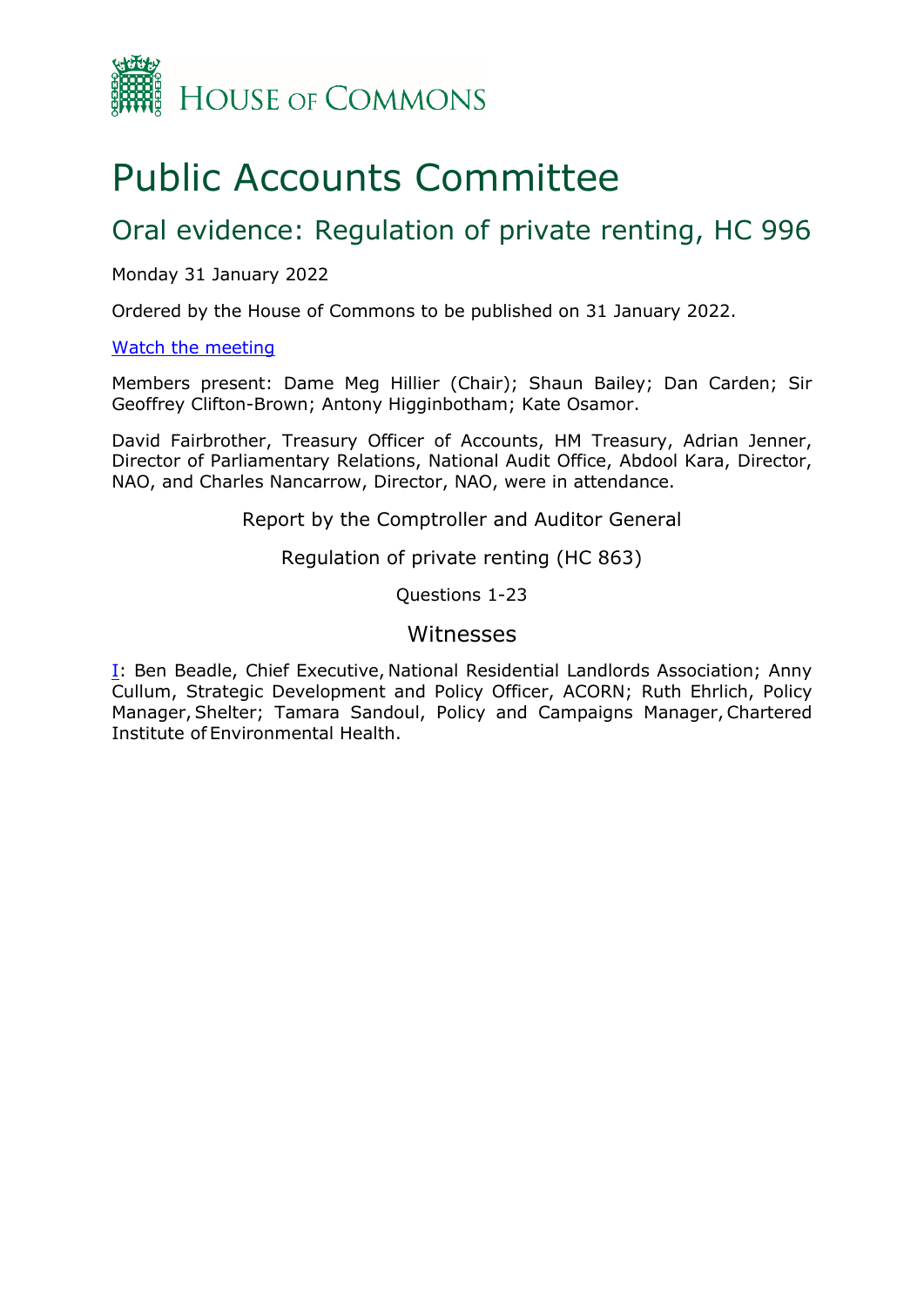HOUSE OF COMMONS

# Public Accounts Committee

## Oral evidence: Regulation of private renting, HC 996

Monday 31 January 2022

Ordered by the House of Commons to be published on 31 January 2022.

[Watch the meeting]

Members present: Dame Meg Hillier (Chair); Shaun Bailey; Dan Carden; Sir Geoffrey Clifton-Brown; Antony Higginbotham; Kate Osamor.

David Fairbrother, Treasury Officer of Accounts, HM Treasury, Adrian Jenner, Director of Parliamentary Relations, National Audit Office, Abdool Kara, Director, NAO, and Charles Nancarrow, Director, NAO, were in attendance.

Report by the Comptroller and Auditor General

Regulation of private renting (HC 863)

Questions 1-23

### Witnesses

I: Ben Beadle, Chief Executive, National Residential Landlords Association; Anny Cullum, Strategic Development and Policy Officer, ACORN; Ruth Ehrlich, Policy Manager, Shelter; Tamara Sandoul, Policy and Campaigns Manager, Chartered Institute of Environmental Health.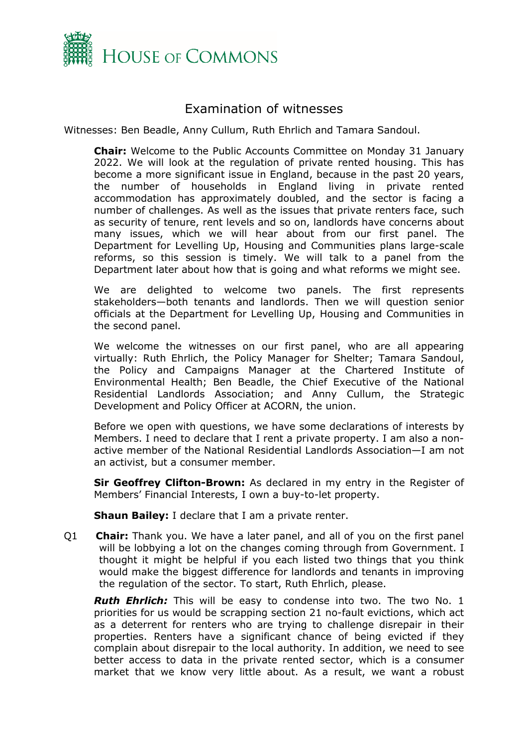# Examination of witnesses

Witnesses: Ben Beadle, Anny Cullum, Ruth Ehrlich and Tamara Sandoul.

**Chair:** Welcome to the Public Accounts Committee on Monday 31 January 2022. We will look at the regulation of private rented housing. This has become a more significant issue in England, because in the past 20 years, the number of households in England living in private rented accommodation has approximately doubled, and the sector is facing a number of challenges. As well as the issues that private renters face, such as security of tenure, rent levels and so on, landlords have concerns about many issues, which we will hear about from our first panel. The Department for Levelling Up, Housing and Communities plans large-scale reforms, so this session is timely. We will talk to a panel from the Department later about how that is going and what reforms we might see.

We are delighted to welcome two panels. The first represents stakeholders—both tenants and landlords. Then we will question senior officials at the Department for Levelling Up, Housing and Communities in the second panel.

We welcome the witnesses on our first panel, who are all appearing virtually: Ruth Ehrlich, the Policy Manager for Shelter; Tamara Sandoul, the Policy and Campaigns Manager at the Chartered Institute of Environmental Health; Ben Beadle, the Chief Executive of the National Residential Landlords Association; and Anny Cullum, the Strategic Development and Policy Officer at ACORN, the union.

Before we open with questions, we have some declarations of interests by Members. I need to declare that I rent a private property. I am also a non-active member of the National Residential Landlords Association—I am not an activist, but a consumer member.

**Sir Geoffrey Clifton-Brown:** As declared in my entry in the Register of Members' Financial Interests, I own a buy-to-let property.

**Shaun Bailey:** I declare that I am a private renter.

Q1 **Chair:** Thank you. We have a later panel, and all of you on the first panel will be lobbying a lot on the changes coming through from Government. I thought it might be helpful if you each listed two things that you think would make the biggest difference for landlords and tenants in improving the regulation of the sector. To start, Ruth Ehrlich, please.

***Ruth Ehrlich:*** This will be easy to condense into two. The two No. 1 priorities for us would be scrapping section 21 no-fault evictions, which act as a deterrent for renters who are trying to challenge disrepair in their properties. Renters have a significant chance of being evicted if they complain about disrepair to the local authority. In addition, we need to see better access to data in the private rented sector, which is a consumer market that we know very little about. As a result, we want a robust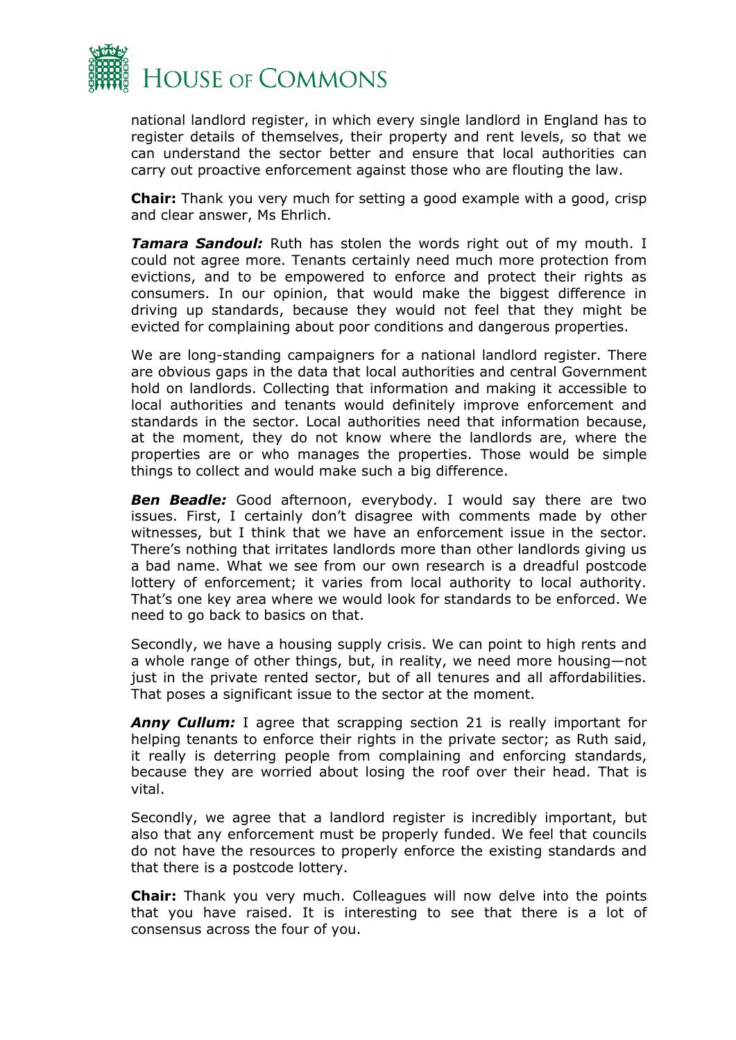national landlord register, in which every single landlord in England has to register details of themselves, their property and rent levels, so that we can understand the sector better and ensure that local authorities can carry out proactive enforcement against those who are flouting the law.

**Chair:** Thank you very much for setting a good example with a good, crisp and clear answer, Ms Ehrlich.

***Tamara Sandoul:*** Ruth has stolen the words right out of my mouth. I could not agree more. Tenants certainly need much more protection from evictions, and to be empowered to enforce and protect their rights as consumers. In our opinion, that would make the biggest difference in driving up standards, because they would not feel that they might be evicted for complaining about poor conditions and dangerous properties.

We are long-standing campaigners for a national landlord register. There are obvious gaps in the data that local authorities and central Government hold on landlords. Collecting that information and making it accessible to local authorities and tenants would definitely improve enforcement and standards in the sector. Local authorities need that information because, at the moment, they do not know where the landlords are, where the properties are or who manages the properties. Those would be simple things to collect and would make such a big difference.

***Ben Beadle:*** Good afternoon, everybody. I would say there are two issues. First, I certainly don't disagree with comments made by other witnesses, but I think that we have an enforcement issue in the sector. There's nothing that irritates landlords more than other landlords giving us a bad name. What we see from our own research is a dreadful postcode lottery of enforcement; it varies from local authority to local authority. That's one key area where we would look for standards to be enforced. We need to go back to basics on that.

Secondly, we have a housing supply crisis. We can point to high rents and a whole range of other things, but, in reality, we need more housing—not just in the private rented sector, but of all tenures and all affordabilities. That poses a significant issue to the sector at the moment.

***Anny Cullum:*** I agree that scrapping section 21 is really important for helping tenants to enforce their rights in the private sector; as Ruth said, it really is deterring people from complaining and enforcing standards, because they are worried about losing the roof over their head. That is vital.

Secondly, we agree that a landlord register is incredibly important, but also that any enforcement must be properly funded. We feel that councils do not have the resources to properly enforce the existing standards and that there is a postcode lottery.

**Chair:** Thank you very much. Colleagues will now delve into the points that you have raised. It is interesting to see that there is a lot of consensus across the four of you.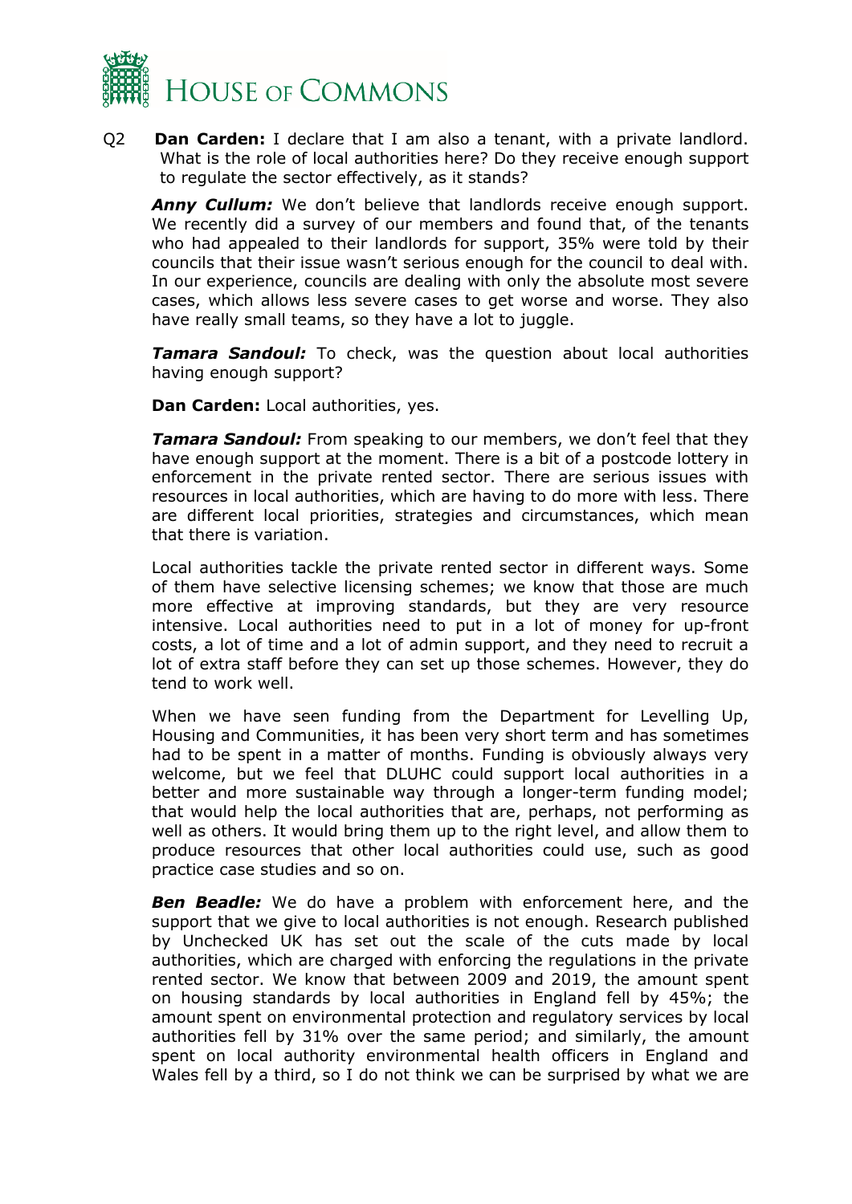Q2 **Dan Carden:** I declare that I am also a tenant, with a private landlord. What is the role of local authorities here? Do they receive enough support to regulate the sector effectively, as it stands?

***Anny Cullum:*** We don't believe that landlords receive enough support. We recently did a survey of our members and found that, of the tenants who had appealed to their landlords for support, 35% were told by their councils that their issue wasn't serious enough for the council to deal with. In our experience, councils are dealing with only the absolute most severe cases, which allows less severe cases to get worse and worse. They also have really small teams, so they have a lot to juggle.

***Tamara Sandoul:*** To check, was the question about local authorities having enough support?

**Dan Carden:** Local authorities, yes.

***Tamara Sandoul:*** From speaking to our members, we don't feel that they have enough support at the moment. There is a bit of a postcode lottery in enforcement in the private rented sector. There are serious issues with resources in local authorities, which are having to do more with less. There are different local priorities, strategies and circumstances, which mean that there is variation.

Local authorities tackle the private rented sector in different ways. Some of them have selective licensing schemes; we know that those are much more effective at improving standards, but they are very resource intensive. Local authorities need to put in a lot of money for up-front costs, a lot of time and a lot of admin support, and they need to recruit a lot of extra staff before they can set up those schemes. However, they do tend to work well.

When we have seen funding from the Department for Levelling Up, Housing and Communities, it has been very short term and has sometimes had to be spent in a matter of months. Funding is obviously always very welcome, but we feel that DLUHC could support local authorities in a better and more sustainable way through a longer-term funding model; that would help the local authorities that are, perhaps, not performing as well as others. It would bring them up to the right level, and allow them to produce resources that other local authorities could use, such as good practice case studies and so on.

***Ben Beadle:*** We do have a problem with enforcement here, and the support that we give to local authorities is not enough. Research published by Unchecked UK has set out the scale of the cuts made by local authorities, which are charged with enforcing the regulations in the private rented sector. We know that between 2009 and 2019, the amount spent on housing standards by local authorities in England fell by 45%; the amount spent on environmental protection and regulatory services by local authorities fell by 31% over the same period; and similarly, the amount spent on local authority environmental health officers in England and Wales fell by a third, so I do not think we can be surprised by what we are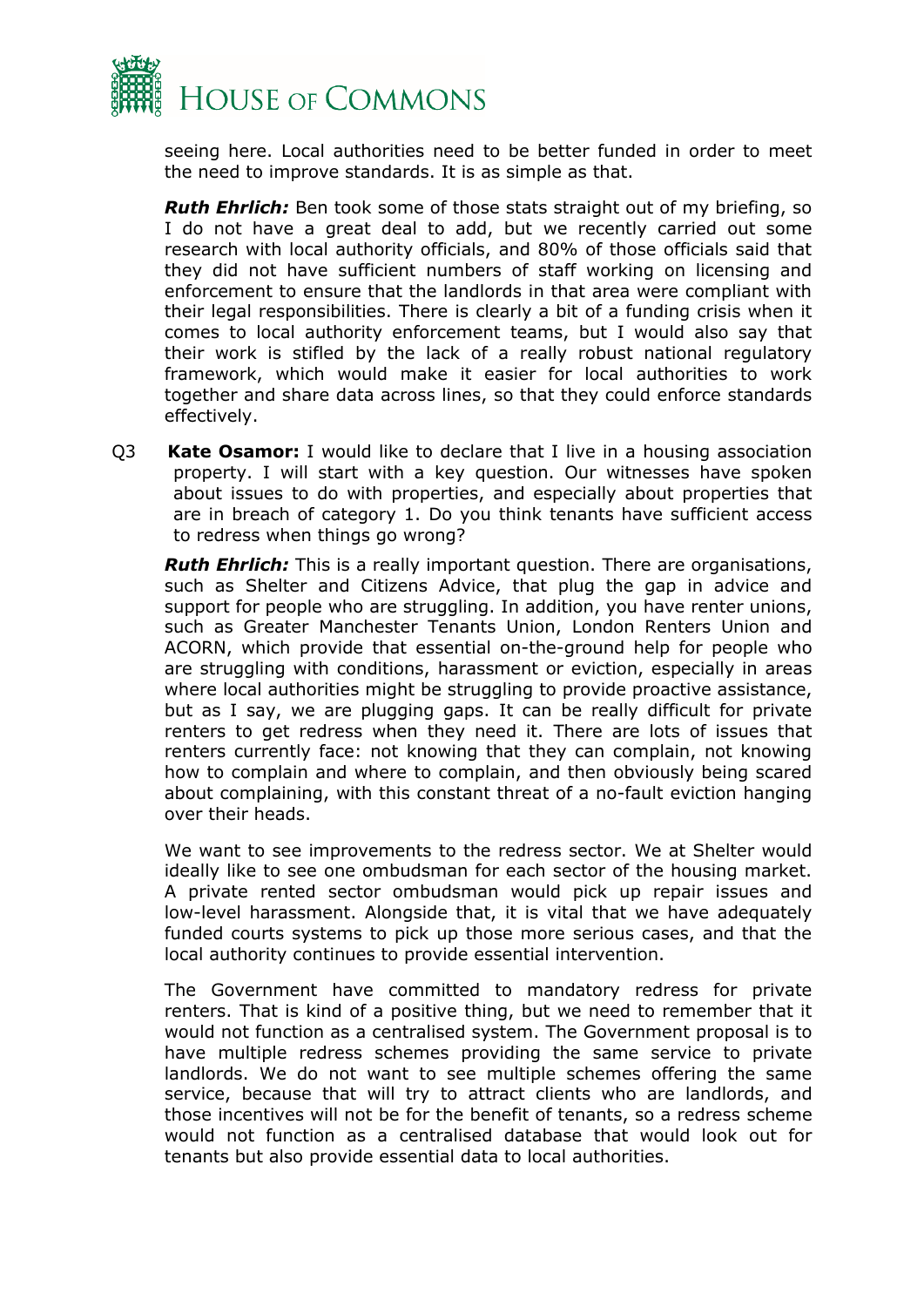seeing here. Local authorities need to be better funded in order to meet the need to improve standards. It is as simple as that.

***Ruth Ehrlich:*** Ben took some of those stats straight out of my briefing, so I do not have a great deal to add, but we recently carried out some research with local authority officials, and 80% of those officials said that they did not have sufficient numbers of staff working on licensing and enforcement to ensure that the landlords in that area were compliant with their legal responsibilities. There is clearly a bit of a funding crisis when it comes to local authority enforcement teams, but I would also say that their work is stifled by the lack of a really robust national regulatory framework, which would make it easier for local authorities to work together and share data across lines, so that they could enforce standards effectively.

Q3 **Kate Osamor:** I would like to declare that I live in a housing association property. I will start with a key question. Our witnesses have spoken about issues to do with properties, and especially about properties that are in breach of category 1. Do you think tenants have sufficient access to redress when things go wrong?

***Ruth Ehrlich:*** This is a really important question. There are organisations, such as Shelter and Citizens Advice, that plug the gap in advice and support for people who are struggling. In addition, you have renter unions, such as Greater Manchester Tenants Union, London Renters Union and ACORN, which provide that essential on-the-ground help for people who are struggling with conditions, harassment or eviction, especially in areas where local authorities might be struggling to provide proactive assistance, but as I say, we are plugging gaps. It can be really difficult for private renters to get redress when they need it. There are lots of issues that renters currently face: not knowing that they can complain, not knowing how to complain and where to complain, and then obviously being scared about complaining, with this constant threat of a no-fault eviction hanging over their heads.

We want to see improvements to the redress sector. We at Shelter would ideally like to see one ombudsman for each sector of the housing market. A private rented sector ombudsman would pick up repair issues and low-level harassment. Alongside that, it is vital that we have adequately funded courts systems to pick up those more serious cases, and that the local authority continues to provide essential intervention.

The Government have committed to mandatory redress for private renters. That is kind of a positive thing, but we need to remember that it would not function as a centralised system. The Government proposal is to have multiple redress schemes providing the same service to private landlords. We do not want to see multiple schemes offering the same service, because that will try to attract clients who are landlords, and those incentives will not be for the benefit of tenants, so a redress scheme would not function as a centralised database that would look out for tenants but also provide essential data to local authorities.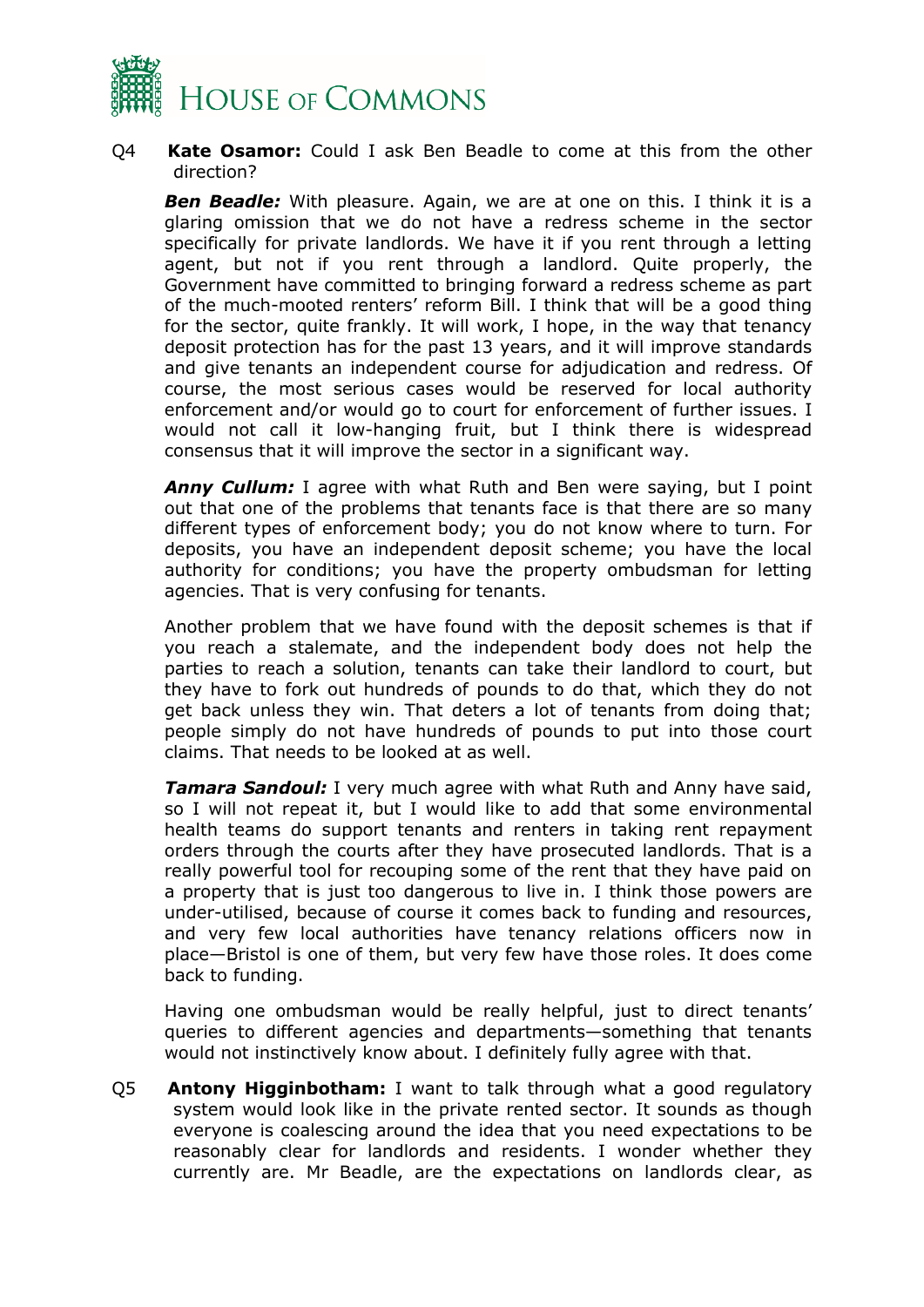Q4 **Kate Osamor:** Could I ask Ben Beadle to come at this from the other direction?

***Ben Beadle:*** With pleasure. Again, we are at one on this. I think it is a glaring omission that we do not have a redress scheme in the sector specifically for private landlords. We have it if you rent through a letting agent, but not if you rent through a landlord. Quite properly, the Government have committed to bringing forward a redress scheme as part of the much-mooted renters' reform Bill. I think that will be a good thing for the sector, quite frankly. It will work, I hope, in the way that tenancy deposit protection has for the past 13 years, and it will improve standards and give tenants an independent course for adjudication and redress. Of course, the most serious cases would be reserved for local authority enforcement and/or would go to court for enforcement of further issues. I would not call it low-hanging fruit, but I think there is widespread consensus that it will improve the sector in a significant way.

***Anny Cullum:*** I agree with what Ruth and Ben were saying, but I point out that one of the problems that tenants face is that there are so many different types of enforcement body; you do not know where to turn. For deposits, you have an independent deposit scheme; you have the local authority for conditions; you have the property ombudsman for letting agencies. That is very confusing for tenants.

Another problem that we have found with the deposit schemes is that if you reach a stalemate, and the independent body does not help the parties to reach a solution, tenants can take their landlord to court, but they have to fork out hundreds of pounds to do that, which they do not get back unless they win. That deters a lot of tenants from doing that; people simply do not have hundreds of pounds to put into those court claims. That needs to be looked at as well.

***Tamara Sandoul:*** I very much agree with what Ruth and Anny have said, so I will not repeat it, but I would like to add that some environmental health teams do support tenants and renters in taking rent repayment orders through the courts after they have prosecuted landlords. That is a really powerful tool for recouping some of the rent that they have paid on a property that is just too dangerous to live in. I think those powers are under-utilised, because of course it comes back to funding and resources, and very few local authorities have tenancy relations officers now in place—Bristol is one of them, but very few have those roles. It does come back to funding.

Having one ombudsman would be really helpful, just to direct tenants' queries to different agencies and departments—something that tenants would not instinctively know about. I definitely fully agree with that.

Q5 **Antony Higginbotham:** I want to talk through what a good regulatory system would look like in the private rented sector. It sounds as though everyone is coalescing around the idea that you need expectations to be reasonably clear for landlords and residents. I wonder whether they currently are. Mr Beadle, are the expectations on landlords clear, as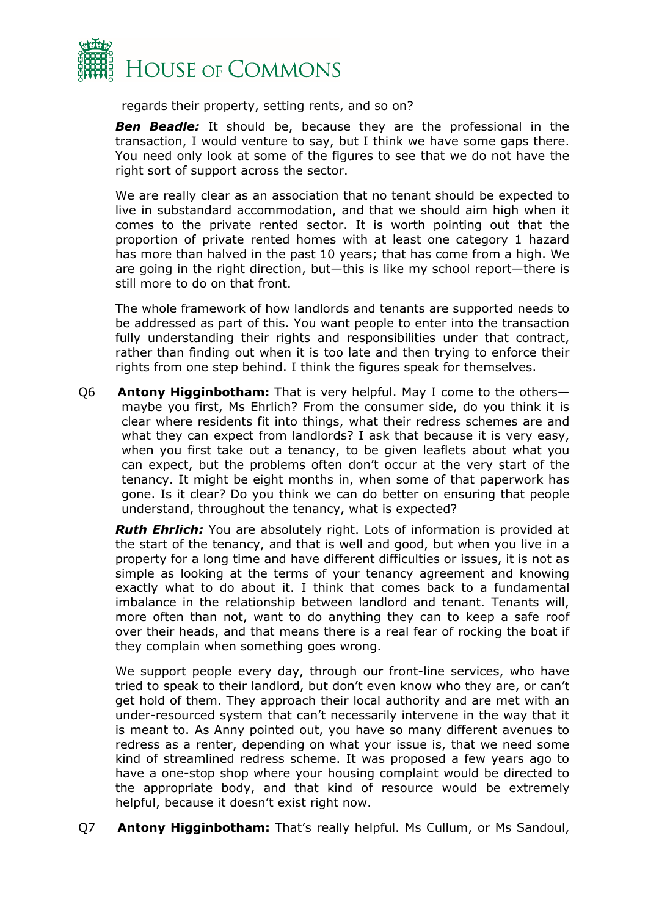regards their property, setting rents, and so on?

***Ben Beadle:*** It should be, because they are the professional in the transaction, I would venture to say, but I think we have some gaps there. You need only look at some of the figures to see that we do not have the right sort of support across the sector.

We are really clear as an association that no tenant should be expected to live in substandard accommodation, and that we should aim high when it comes to the private rented sector. It is worth pointing out that the proportion of private rented homes with at least one category 1 hazard has more than halved in the past 10 years; that has come from a high. We are going in the right direction, but—this is like my school report—there is still more to do on that front.

The whole framework of how landlords and tenants are supported needs to be addressed as part of this. You want people to enter into the transaction fully understanding their rights and responsibilities under that contract, rather than finding out when it is too late and then trying to enforce their rights from one step behind. I think the figures speak for themselves.

Q6 **Antony Higginbotham:** That is very helpful. May I come to the others—maybe you first, Ms Ehrlich? From the consumer side, do you think it is clear where residents fit into things, what their redress schemes are and what they can expect from landlords? I ask that because it is very easy, when you first take out a tenancy, to be given leaflets about what you can expect, but the problems often don't occur at the very start of the tenancy. It might be eight months in, when some of that paperwork has gone. Is it clear? Do you think we can do better on ensuring that people understand, throughout the tenancy, what is expected?

***Ruth Ehrlich:*** You are absolutely right. Lots of information is provided at the start of the tenancy, and that is well and good, but when you live in a property for a long time and have different difficulties or issues, it is not as simple as looking at the terms of your tenancy agreement and knowing exactly what to do about it. I think that comes back to a fundamental imbalance in the relationship between landlord and tenant. Tenants will, more often than not, want to do anything they can to keep a safe roof over their heads, and that means there is a real fear of rocking the boat if they complain when something goes wrong.

We support people every day, through our front-line services, who have tried to speak to their landlord, but don't even know who they are, or can't get hold of them. They approach their local authority and are met with an under-resourced system that can't necessarily intervene in the way that it is meant to. As Anny pointed out, you have so many different avenues to redress as a renter, depending on what your issue is, that we need some kind of streamlined redress scheme. It was proposed a few years ago to have a one-stop shop where your housing complaint would be directed to the appropriate body, and that kind of resource would be extremely helpful, because it doesn't exist right now.

Q7 **Antony Higginbotham:** That's really helpful. Ms Cullum, or Ms Sandoul,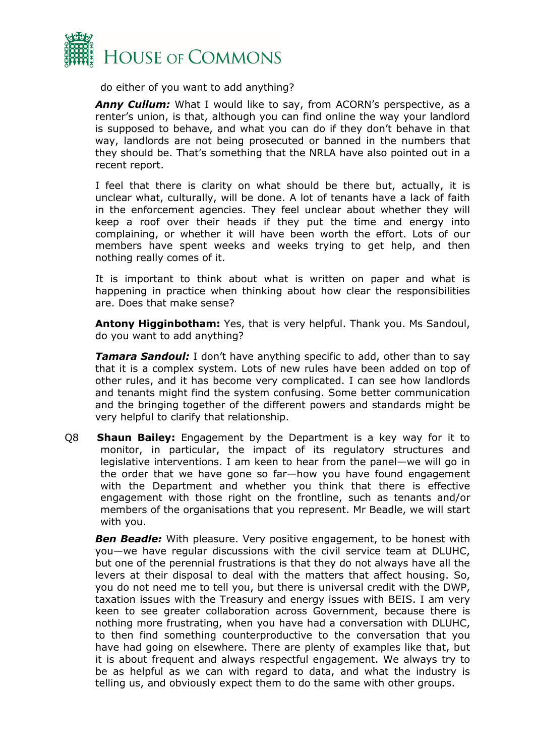do either of you want to add anything?

***Anny Cullum:*** What I would like to say, from ACORN's perspective, as a renter's union, is that, although you can find online the way your landlord is supposed to behave, and what you can do if they don't behave in that way, landlords are not being prosecuted or banned in the numbers that they should be. That's something that the NRLA have also pointed out in a recent report.

I feel that there is clarity on what should be there but, actually, it is unclear what, culturally, will be done. A lot of tenants have a lack of faith in the enforcement agencies. They feel unclear about whether they will keep a roof over their heads if they put the time and energy into complaining, or whether it will have been worth the effort. Lots of our members have spent weeks and weeks trying to get help, and then nothing really comes of it.

It is important to think about what is written on paper and what is happening in practice when thinking about how clear the responsibilities are. Does that make sense?

**Antony Higginbotham:** Yes, that is very helpful. Thank you. Ms Sandoul, do you want to add anything?

***Tamara Sandoul:*** I don't have anything specific to add, other than to say that it is a complex system. Lots of new rules have been added on top of other rules, and it has become very complicated. I can see how landlords and tenants might find the system confusing. Some better communication and the bringing together of the different powers and standards might be very helpful to clarify that relationship.

Q8 **Shaun Bailey:** Engagement by the Department is a key way for it to monitor, in particular, the impact of its regulatory structures and legislative interventions. I am keen to hear from the panel—we will go in the order that we have gone so far—how you have found engagement with the Department and whether you think that there is effective engagement with those right on the frontline, such as tenants and/or members of the organisations that you represent. Mr Beadle, we will start with you.

***Ben Beadle:*** With pleasure. Very positive engagement, to be honest with you—we have regular discussions with the civil service team at DLUHC, but one of the perennial frustrations is that they do not always have all the levers at their disposal to deal with the matters that affect housing. So, you do not need me to tell you, but there is universal credit with the DWP, taxation issues with the Treasury and energy issues with BEIS. I am very keen to see greater collaboration across Government, because there is nothing more frustrating, when you have had a conversation with DLUHC, to then find something counterproductive to the conversation that you have had going on elsewhere. There are plenty of examples like that, but it is about frequent and always respectful engagement. We always try to be as helpful as we can with regard to data, and what the industry is telling us, and obviously expect them to do the same with other groups.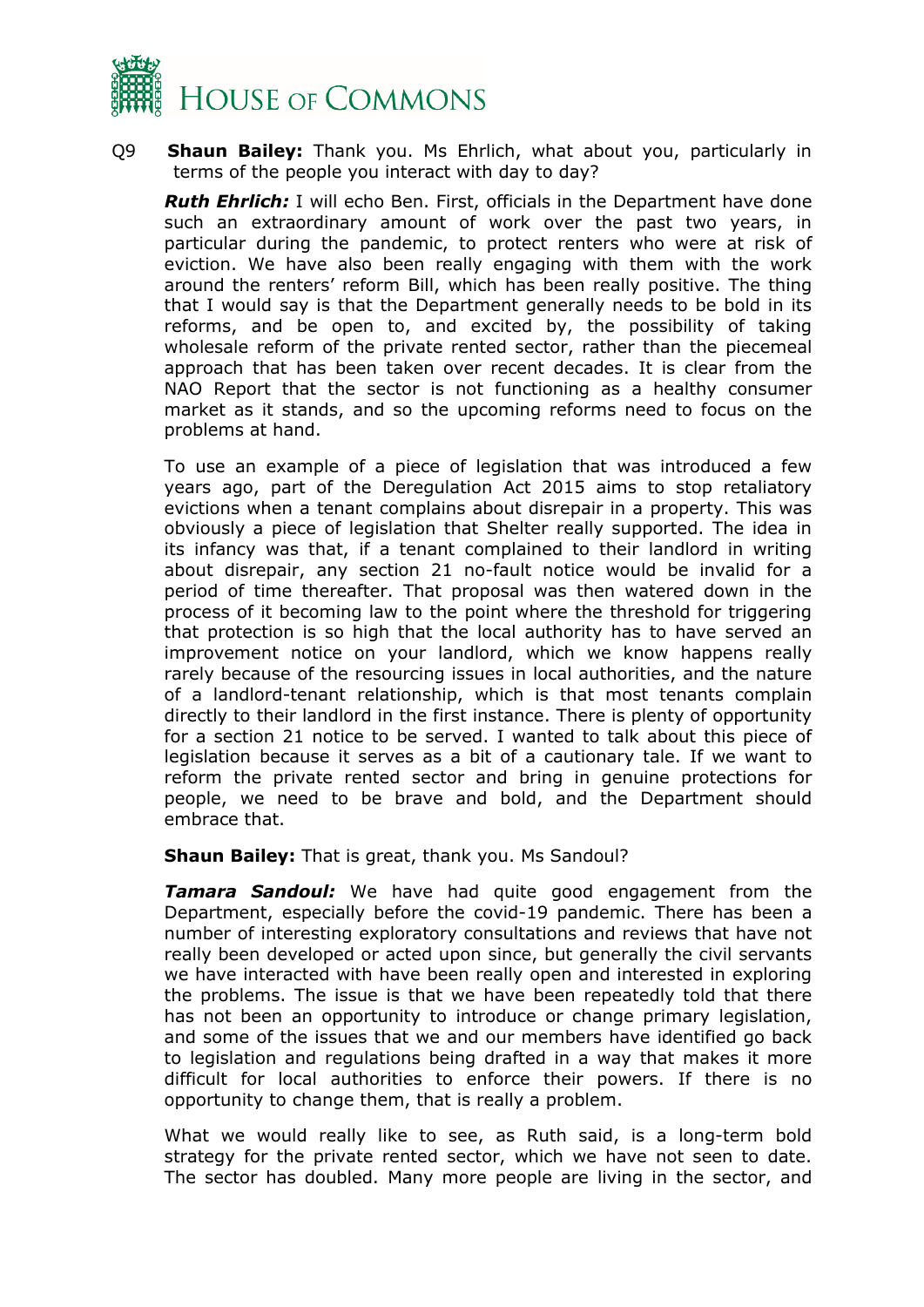Q9 **Shaun Bailey:** Thank you. Ms Ehrlich, what about you, particularly in terms of the people you interact with day to day?

***Ruth Ehrlich:*** I will echo Ben. First, officials in the Department have done such an extraordinary amount of work over the past two years, in particular during the pandemic, to protect renters who were at risk of eviction. We have also been really engaging with them with the work around the renters' reform Bill, which has been really positive. The thing that I would say is that the Department generally needs to be bold in its reforms, and be open to, and excited by, the possibility of taking wholesale reform of the private rented sector, rather than the piecemeal approach that has been taken over recent decades. It is clear from the NAO Report that the sector is not functioning as a healthy consumer market as it stands, and so the upcoming reforms need to focus on the problems at hand.

To use an example of a piece of legislation that was introduced a few years ago, part of the Deregulation Act 2015 aims to stop retaliatory evictions when a tenant complains about disrepair in a property. This was obviously a piece of legislation that Shelter really supported. The idea in its infancy was that, if a tenant complained to their landlord in writing about disrepair, any section 21 no-fault notice would be invalid for a period of time thereafter. That proposal was then watered down in the process of it becoming law to the point where the threshold for triggering that protection is so high that the local authority has to have served an improvement notice on your landlord, which we know happens really rarely because of the resourcing issues in local authorities, and the nature of a landlord-tenant relationship, which is that most tenants complain directly to their landlord in the first instance. There is plenty of opportunity for a section 21 notice to be served. I wanted to talk about this piece of legislation because it serves as a bit of a cautionary tale. If we want to reform the private rented sector and bring in genuine protections for people, we need to be brave and bold, and the Department should embrace that.

**Shaun Bailey:** That is great, thank you. Ms Sandoul?

***Tamara Sandoul:*** We have had quite good engagement from the Department, especially before the covid-19 pandemic. There has been a number of interesting exploratory consultations and reviews that have not really been developed or acted upon since, but generally the civil servants we have interacted with have been really open and interested in exploring the problems. The issue is that we have been repeatedly told that there has not been an opportunity to introduce or change primary legislation, and some of the issues that we and our members have identified go back to legislation and regulations being drafted in a way that makes it more difficult for local authorities to enforce their powers. If there is no opportunity to change them, that is really a problem.

What we would really like to see, as Ruth said, is a long-term bold strategy for the private rented sector, which we have not seen to date. The sector has doubled. Many more people are living in the sector, and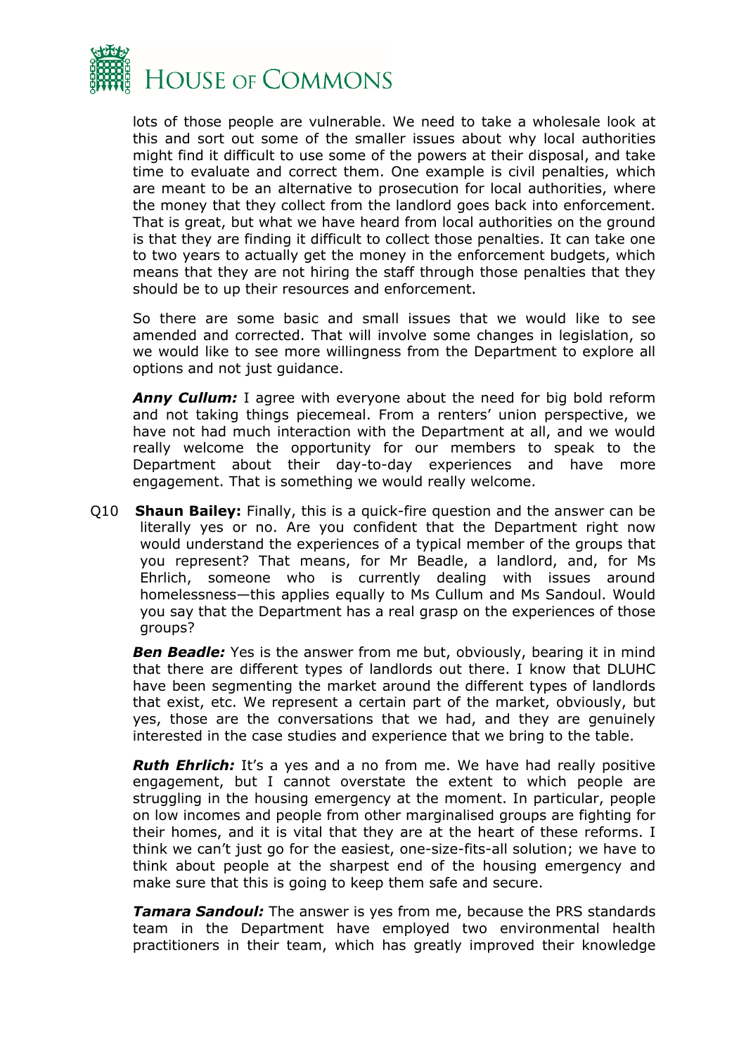lots of those people are vulnerable. We need to take a wholesale look at this and sort out some of the smaller issues about why local authorities might find it difficult to use some of the powers at their disposal, and take time to evaluate and correct them. One example is civil penalties, which are meant to be an alternative to prosecution for local authorities, where the money that they collect from the landlord goes back into enforcement. That is great, but what we have heard from local authorities on the ground is that they are finding it difficult to collect those penalties. It can take one to two years to actually get the money in the enforcement budgets, which means that they are not hiring the staff through those penalties that they should be to up their resources and enforcement.

So there are some basic and small issues that we would like to see amended and corrected. That will involve some changes in legislation, so we would like to see more willingness from the Department to explore all options and not just guidance.

***Anny Cullum:*** I agree with everyone about the need for big bold reform and not taking things piecemeal. From a renters' union perspective, we have not had much interaction with the Department at all, and we would really welcome the opportunity for our members to speak to the Department about their day-to-day experiences and have more engagement. That is something we would really welcome.

Q10 **Shaun Bailey:** Finally, this is a quick-fire question and the answer can be literally yes or no. Are you confident that the Department right now would understand the experiences of a typical member of the groups that you represent? That means, for Mr Beadle, a landlord, and, for Ms Ehrlich, someone who is currently dealing with issues around homelessness—this applies equally to Ms Cullum and Ms Sandoul. Would you say that the Department has a real grasp on the experiences of those groups?

***Ben Beadle:*** Yes is the answer from me but, obviously, bearing it in mind that there are different types of landlords out there. I know that DLUHC have been segmenting the market around the different types of landlords that exist, etc. We represent a certain part of the market, obviously, but yes, those are the conversations that we had, and they are genuinely interested in the case studies and experience that we bring to the table.

***Ruth Ehrlich:*** It's a yes and a no from me. We have had really positive engagement, but I cannot overstate the extent to which people are struggling in the housing emergency at the moment. In particular, people on low incomes and people from other marginalised groups are fighting for their homes, and it is vital that they are at the heart of these reforms. I think we can't just go for the easiest, one-size-fits-all solution; we have to think about people at the sharpest end of the housing emergency and make sure that this is going to keep them safe and secure.

***Tamara Sandoul:*** The answer is yes from me, because the PRS standards team in the Department have employed two environmental health practitioners in their team, which has greatly improved their knowledge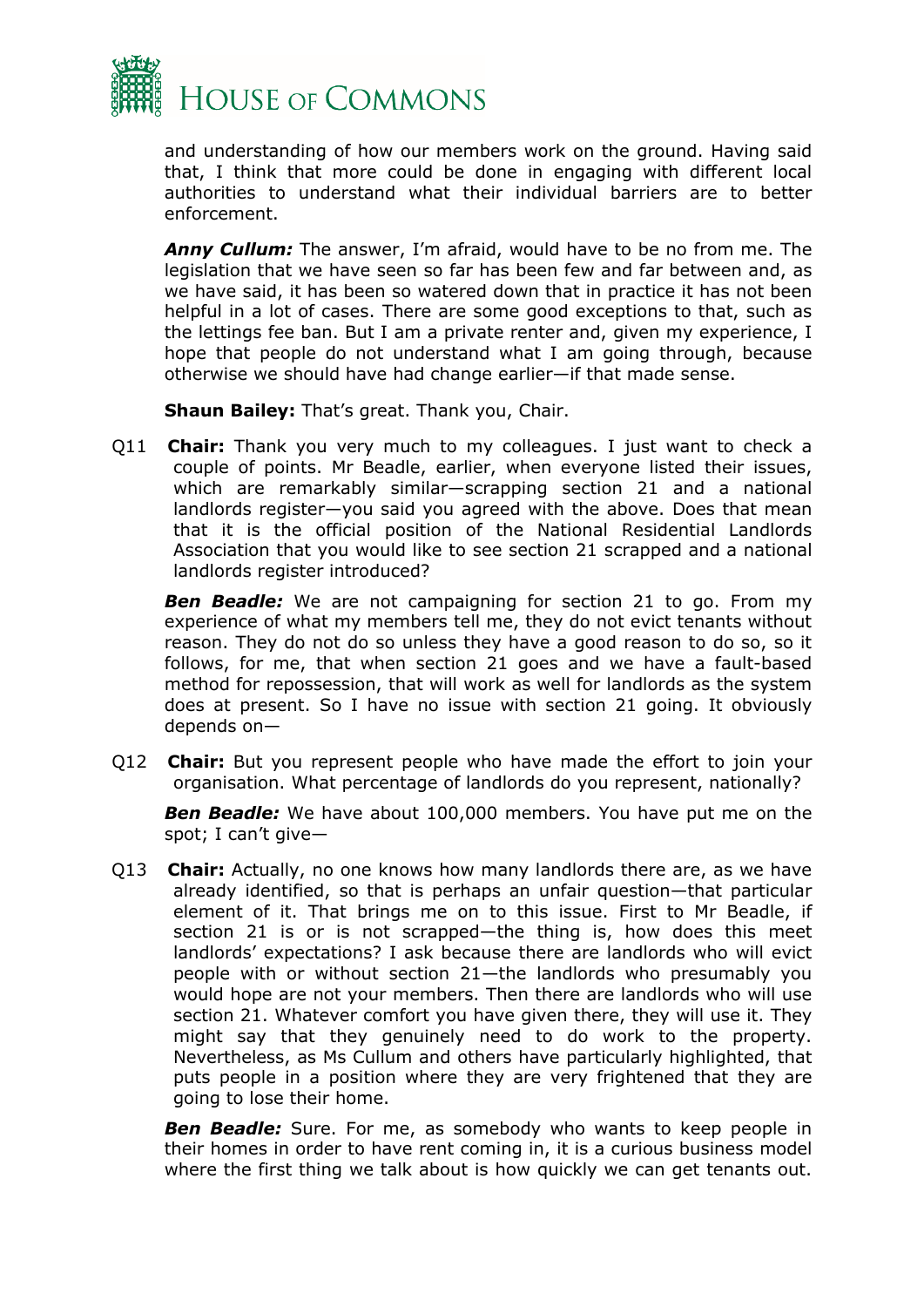and understanding of how our members work on the ground. Having said that, I think that more could be done in engaging with different local authorities to understand what their individual barriers are to better enforcement.

***Anny Cullum:*** The answer, I'm afraid, would have to be no from me. The legislation that we have seen so far has been few and far between and, as we have said, it has been so watered down that in practice it has not been helpful in a lot of cases. There are some good exceptions to that, such as the lettings fee ban. But I am a private renter and, given my experience, I hope that people do not understand what I am going through, because otherwise we should have had change earlier—if that made sense.

**Shaun Bailey:** That's great. Thank you, Chair.

Q11 **Chair:** Thank you very much to my colleagues. I just want to check a couple of points. Mr Beadle, earlier, when everyone listed their issues, which are remarkably similar—scrapping section 21 and a national landlords register—you said you agreed with the above. Does that mean that it is the official position of the National Residential Landlords Association that you would like to see section 21 scrapped and a national landlords register introduced?

***Ben Beadle:*** We are not campaigning for section 21 to go. From my experience of what my members tell me, they do not evict tenants without reason. They do not do so unless they have a good reason to do so, so it follows, for me, that when section 21 goes and we have a fault-based method for repossession, that will work as well for landlords as the system does at present. So I have no issue with section 21 going. It obviously depends on—

Q12 **Chair:** But you represent people who have made the effort to join your organisation. What percentage of landlords do you represent, nationally?

***Ben Beadle:*** We have about 100,000 members. You have put me on the spot; I can't give—

Q13 **Chair:** Actually, no one knows how many landlords there are, as we have already identified, so that is perhaps an unfair question—that particular element of it. That brings me on to this issue. First to Mr Beadle, if section 21 is or is not scrapped—the thing is, how does this meet landlords' expectations? I ask because there are landlords who will evict people with or without section 21—the landlords who presumably you would hope are not your members. Then there are landlords who will use section 21. Whatever comfort you have given there, they will use it. They might say that they genuinely need to do work to the property. Nevertheless, as Ms Cullum and others have particularly highlighted, that puts people in a position where they are very frightened that they are going to lose their home.

***Ben Beadle:*** Sure. For me, as somebody who wants to keep people in their homes in order to have rent coming in, it is a curious business model where the first thing we talk about is how quickly we can get tenants out.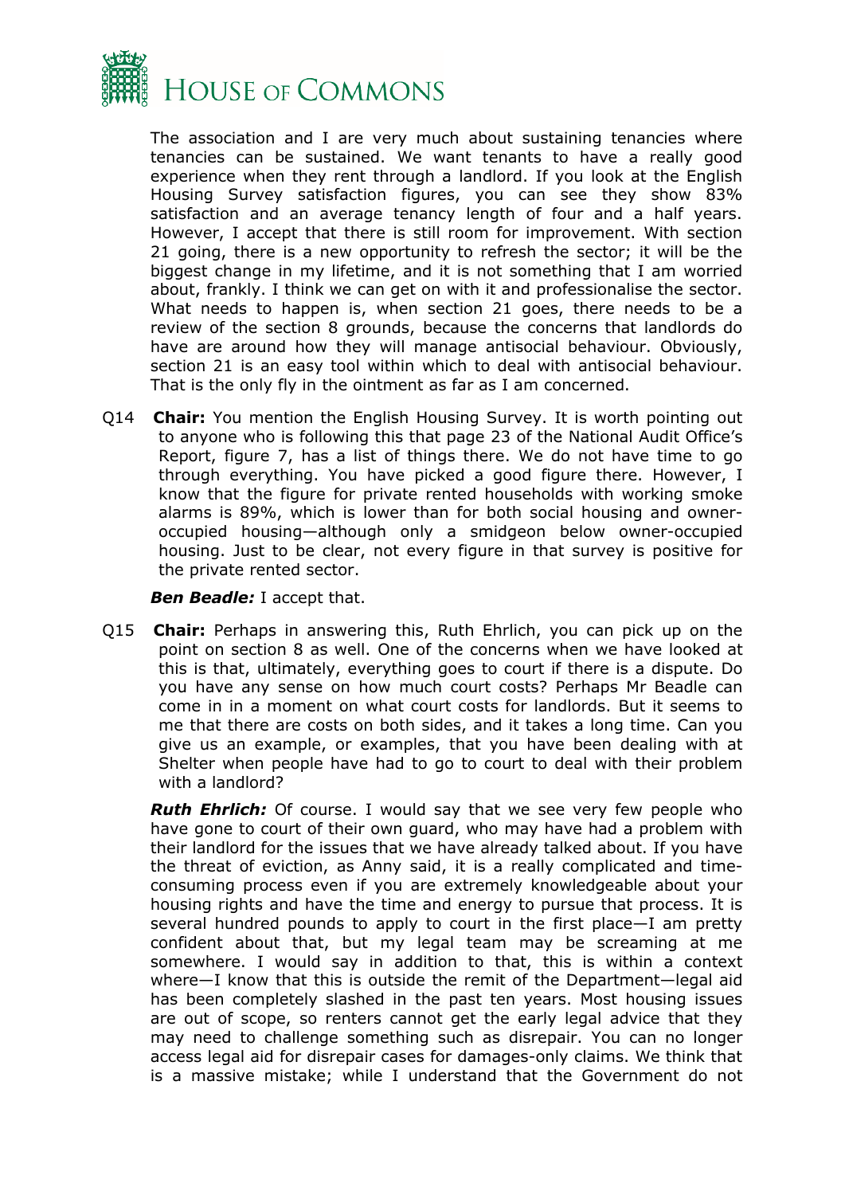The association and I are very much about sustaining tenancies where tenancies can be sustained. We want tenants to have a really good experience when they rent through a landlord. If you look at the English Housing Survey satisfaction figures, you can see they show 83% satisfaction and an average tenancy length of four and a half years. However, I accept that there is still room for improvement. With section 21 going, there is a new opportunity to refresh the sector; it will be the biggest change in my lifetime, and it is not something that I am worried about, frankly. I think we can get on with it and professionalise the sector. What needs to happen is, when section 21 goes, there needs to be a review of the section 8 grounds, because the concerns that landlords do have are around how they will manage antisocial behaviour. Obviously, section 21 is an easy tool within which to deal with antisocial behaviour. That is the only fly in the ointment as far as I am concerned.

Q14 **Chair:** You mention the English Housing Survey. It is worth pointing out to anyone who is following this that page 23 of the National Audit Office's Report, figure 7, has a list of things there. We do not have time to go through everything. You have picked a good figure there. However, I know that the figure for private rented households with working smoke alarms is 89%, which is lower than for both social housing and owner-occupied housing—although only a smidgeon below owner-occupied housing. Just to be clear, not every figure in that survey is positive for the private rented sector.

***Ben Beadle:*** I accept that.

Q15 **Chair:** Perhaps in answering this, Ruth Ehrlich, you can pick up on the point on section 8 as well. One of the concerns when we have looked at this is that, ultimately, everything goes to court if there is a dispute. Do you have any sense on how much court costs? Perhaps Mr Beadle can come in in a moment on what court costs for landlords. But it seems to me that there are costs on both sides, and it takes a long time. Can you give us an example, or examples, that you have been dealing with at Shelter when people have had to go to court to deal with their problem with a landlord?

***Ruth Ehrlich:*** Of course. I would say that we see very few people who have gone to court of their own guard, who may have had a problem with their landlord for the issues that we have already talked about. If you have the threat of eviction, as Anny said, it is a really complicated and time-consuming process even if you are extremely knowledgeable about your housing rights and have the time and energy to pursue that process. It is several hundred pounds to apply to court in the first place—I am pretty confident about that, but my legal team may be screaming at me somewhere. I would say in addition to that, this is within a context where—I know that this is outside the remit of the Department—legal aid has been completely slashed in the past ten years. Most housing issues are out of scope, so renters cannot get the early legal advice that they may need to challenge something such as disrepair. You can no longer access legal aid for disrepair cases for damages-only claims. We think that is a massive mistake; while I understand that the Government do not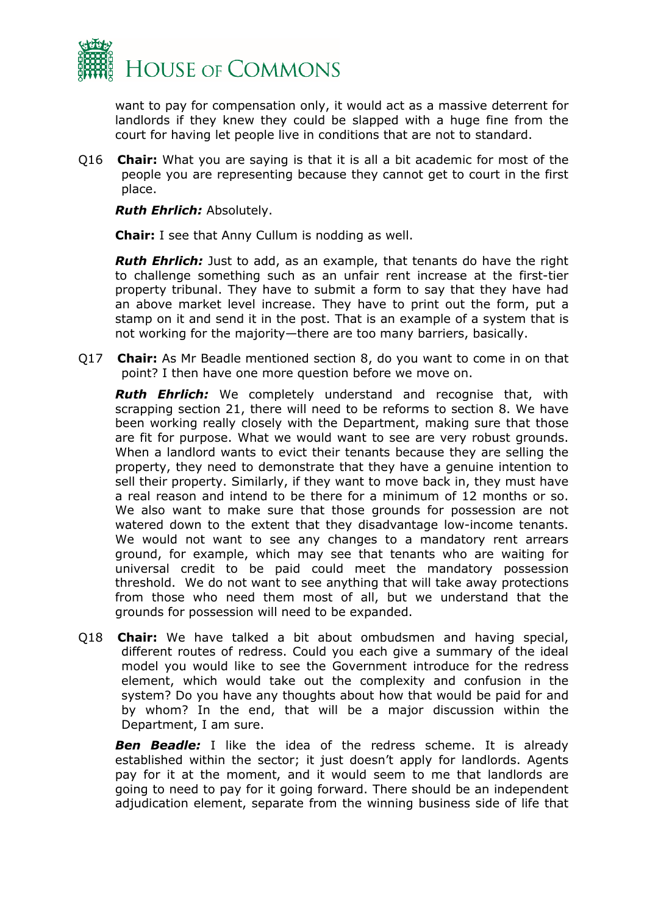want to pay for compensation only, it would act as a massive deterrent for landlords if they knew they could be slapped with a huge fine from the court for having let people live in conditions that are not to standard.

Q16 **Chair:** What you are saying is that it is all a bit academic for most of the people you are representing because they cannot get to court in the first place.

***Ruth Ehrlich:*** Absolutely.

**Chair:** I see that Anny Cullum is nodding as well.

***Ruth Ehrlich:*** Just to add, as an example, that tenants do have the right to challenge something such as an unfair rent increase at the first-tier property tribunal. They have to submit a form to say that they have had an above market level increase. They have to print out the form, put a stamp on it and send it in the post. That is an example of a system that is not working for the majority—there are too many barriers, basically.

Q17 **Chair:** As Mr Beadle mentioned section 8, do you want to come in on that point? I then have one more question before we move on.

***Ruth Ehrlich:*** We completely understand and recognise that, with scrapping section 21, there will need to be reforms to section 8. We have been working really closely with the Department, making sure that those are fit for purpose. What we would want to see are very robust grounds. When a landlord wants to evict their tenants because they are selling the property, they need to demonstrate that they have a genuine intention to sell their property. Similarly, if they want to move back in, they must have a real reason and intend to be there for a minimum of 12 months or so. We also want to make sure that those grounds for possession are not watered down to the extent that they disadvantage low-income tenants. We would not want to see any changes to a mandatory rent arrears ground, for example, which may see that tenants who are waiting for universal credit to be paid could meet the mandatory possession threshold. We do not want to see anything that will take away protections from those who need them most of all, but we understand that the grounds for possession will need to be expanded.

Q18 **Chair:** We have talked a bit about ombudsmen and having special, different routes of redress. Could you each give a summary of the ideal model you would like to see the Government introduce for the redress element, which would take out the complexity and confusion in the system? Do you have any thoughts about how that would be paid for and by whom? In the end, that will be a major discussion within the Department, I am sure.

***Ben Beadle:*** I like the idea of the redress scheme. It is already established within the sector; it just doesn't apply for landlords. Agents pay for it at the moment, and it would seem to me that landlords are going to need to pay for it going forward. There should be an independent adjudication element, separate from the winning business side of life that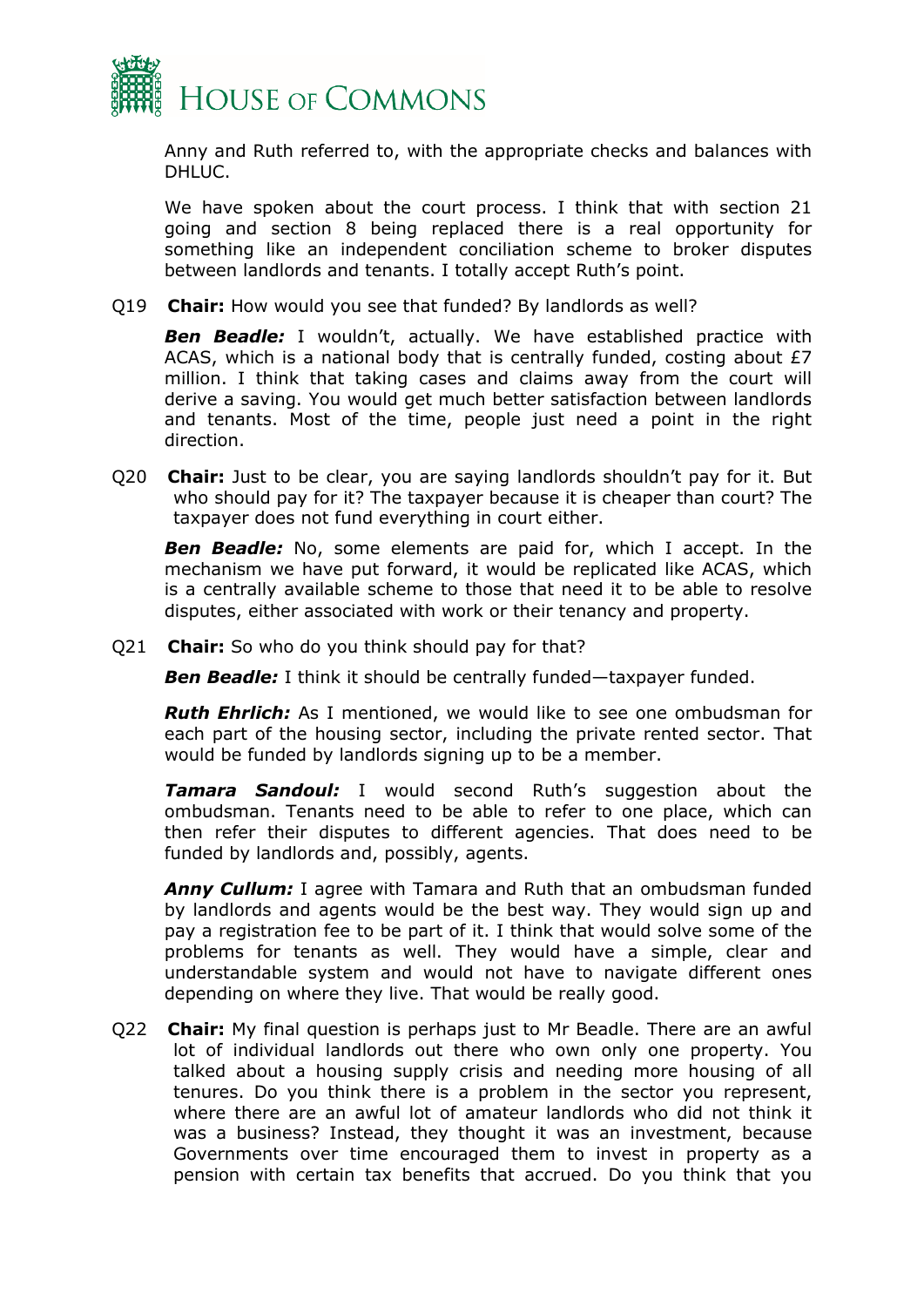Anny and Ruth referred to, with the appropriate checks and balances with DHLUC.

We have spoken about the court process. I think that with section 21 going and section 8 being replaced there is a real opportunity for something like an independent conciliation scheme to broker disputes between landlords and tenants. I totally accept Ruth's point.

Q19 **Chair:** How would you see that funded? By landlords as well?

***Ben Beadle:*** I wouldn't, actually. We have established practice with ACAS, which is a national body that is centrally funded, costing about £7 million. I think that taking cases and claims away from the court will derive a saving. You would get much better satisfaction between landlords and tenants. Most of the time, people just need a point in the right direction.

Q20 **Chair:** Just to be clear, you are saying landlords shouldn't pay for it. But who should pay for it? The taxpayer because it is cheaper than court? The taxpayer does not fund everything in court either.

***Ben Beadle:*** No, some elements are paid for, which I accept. In the mechanism we have put forward, it would be replicated like ACAS, which is a centrally available scheme to those that need it to be able to resolve disputes, either associated with work or their tenancy and property.

Q21 **Chair:** So who do you think should pay for that?

***Ben Beadle:*** I think it should be centrally funded—taxpayer funded.

***Ruth Ehrlich:*** As I mentioned, we would like to see one ombudsman for each part of the housing sector, including the private rented sector. That would be funded by landlords signing up to be a member.

***Tamara Sandoul:*** I would second Ruth's suggestion about the ombudsman. Tenants need to be able to refer to one place, which can then refer their disputes to different agencies. That does need to be funded by landlords and, possibly, agents.

***Anny Cullum:*** I agree with Tamara and Ruth that an ombudsman funded by landlords and agents would be the best way. They would sign up and pay a registration fee to be part of it. I think that would solve some of the problems for tenants as well. They would have a simple, clear and understandable system and would not have to navigate different ones depending on where they live. That would be really good.

Q22 **Chair:** My final question is perhaps just to Mr Beadle. There are an awful lot of individual landlords out there who own only one property. You talked about a housing supply crisis and needing more housing of all tenures. Do you think there is a problem in the sector you represent, where there are an awful lot of amateur landlords who did not think it was a business? Instead, they thought it was an investment, because Governments over time encouraged them to invest in property as a pension with certain tax benefits that accrued. Do you think that you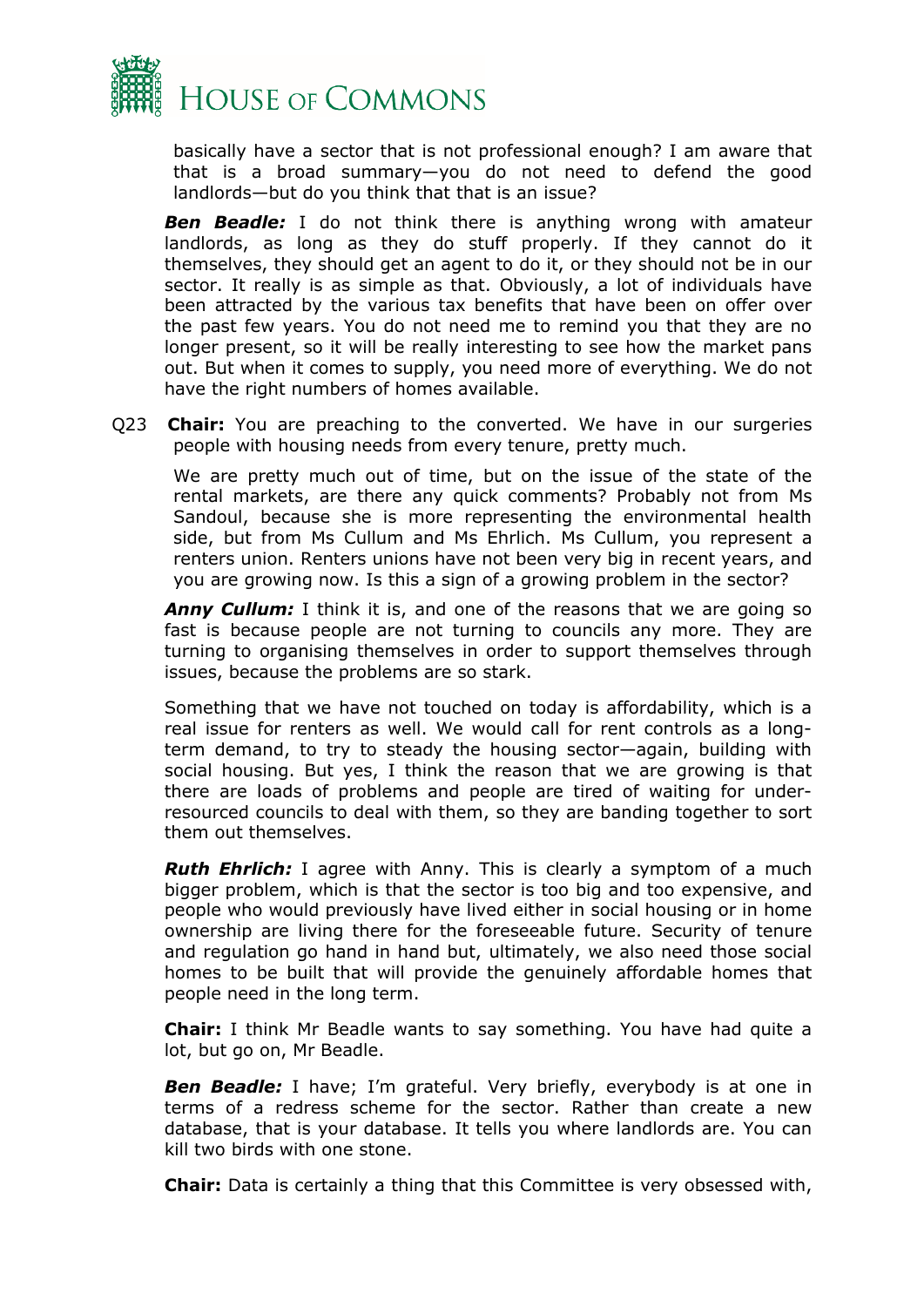basically have a sector that is not professional enough? I am aware that that is a broad summary—you do not need to defend the good landlords—but do you think that that is an issue?

***Ben Beadle:*** I do not think there is anything wrong with amateur landlords, as long as they do stuff properly. If they cannot do it themselves, they should get an agent to do it, or they should not be in our sector. It really is as simple as that. Obviously, a lot of individuals have been attracted by the various tax benefits that have been on offer over the past few years. You do not need me to remind you that they are no longer present, so it will be really interesting to see how the market pans out. But when it comes to supply, you need more of everything. We do not have the right numbers of homes available.

Q23 **Chair:** You are preaching to the converted. We have in our surgeries people with housing needs from every tenure, pretty much.

We are pretty much out of time, but on the issue of the state of the rental markets, are there any quick comments? Probably not from Ms Sandoul, because she is more representing the environmental health side, but from Ms Cullum and Ms Ehrlich. Ms Cullum, you represent a renters union. Renters unions have not been very big in recent years, and you are growing now. Is this a sign of a growing problem in the sector?

***Anny Cullum:*** I think it is, and one of the reasons that we are going so fast is because people are not turning to councils any more. They are turning to organising themselves in order to support themselves through issues, because the problems are so stark.

Something that we have not touched on today is affordability, which is a real issue for renters as well. We would call for rent controls as a long-term demand, to try to steady the housing sector—again, building with social housing. But yes, I think the reason that we are growing is that there are loads of problems and people are tired of waiting for under-resourced councils to deal with them, so they are banding together to sort them out themselves.

***Ruth Ehrlich:*** I agree with Anny. This is clearly a symptom of a much bigger problem, which is that the sector is too big and too expensive, and people who would previously have lived either in social housing or in home ownership are living there for the foreseeable future. Security of tenure and regulation go hand in hand but, ultimately, we also need those social homes to be built that will provide the genuinely affordable homes that people need in the long term.

**Chair:** I think Mr Beadle wants to say something. You have had quite a lot, but go on, Mr Beadle.

***Ben Beadle:*** I have; I'm grateful. Very briefly, everybody is at one in terms of a redress scheme for the sector. Rather than create a new database, that is your database. It tells you where landlords are. You can kill two birds with one stone.

**Chair:** Data is certainly a thing that this Committee is very obsessed with,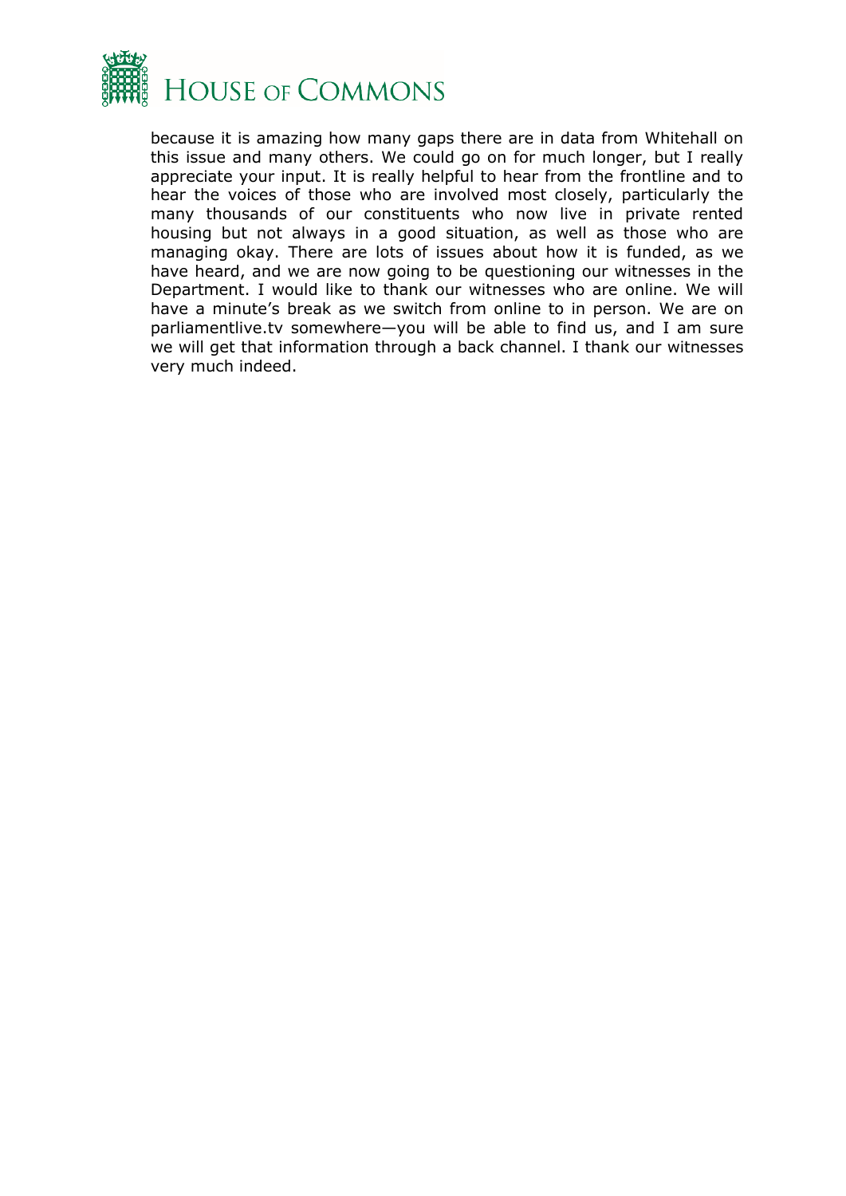because it is amazing how many gaps there are in data from Whitehall on this issue and many others. We could go on for much longer, but I really appreciate your input. It is really helpful to hear from the frontline and to hear the voices of those who are involved most closely, particularly the many thousands of our constituents who now live in private rented housing but not always in a good situation, as well as those who are managing okay. There are lots of issues about how it is funded, as we have heard, and we are now going to be questioning our witnesses in the Department. I would like to thank our witnesses who are online. We will have a minute's break as we switch from online to in person. We are on parliamentlive.tv somewhere—you will be able to find us, and I am sure we will get that information through a back channel. I thank our witnesses very much indeed.